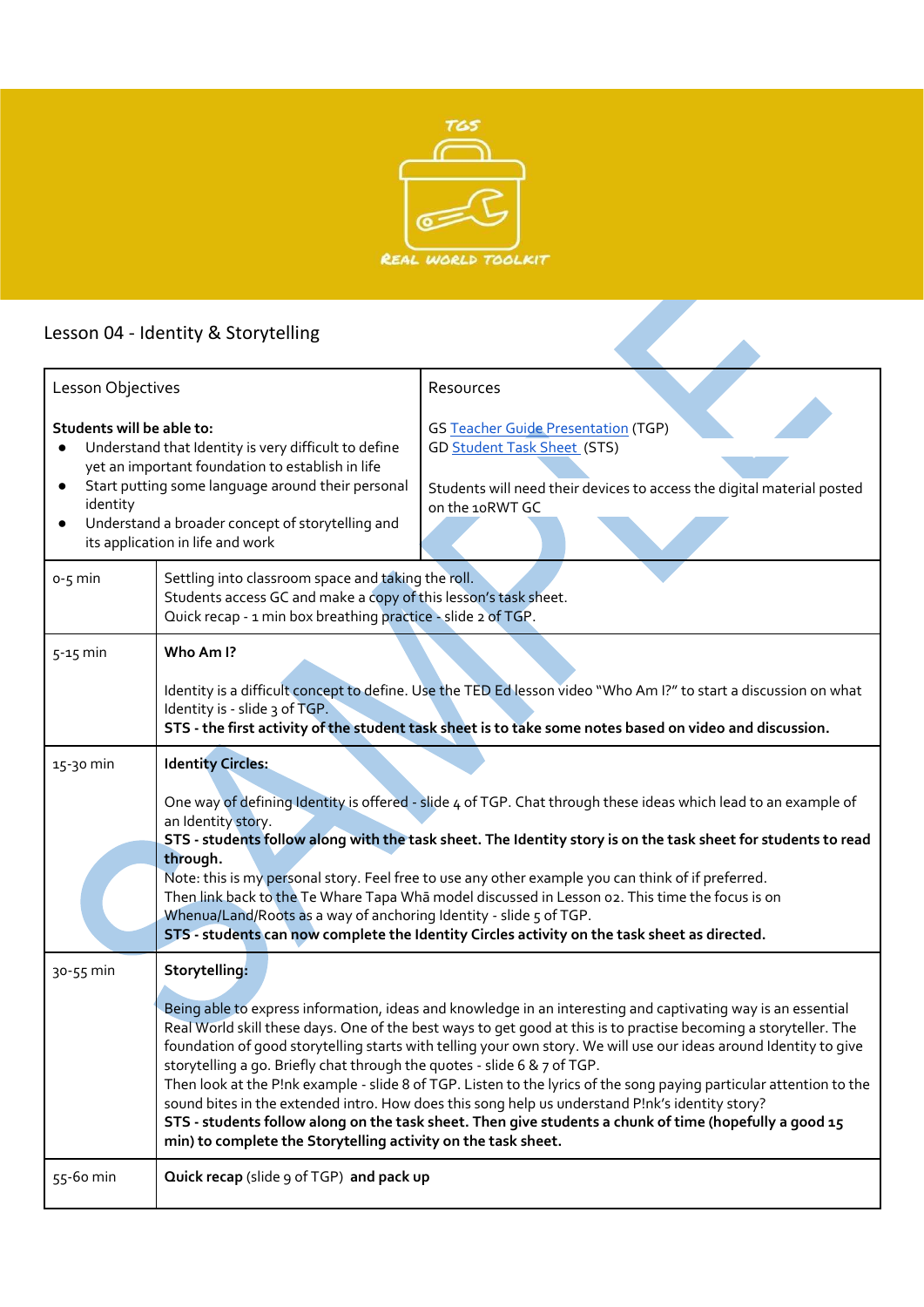TGS

REAL WORLD TOOLKIT

# Lesson 04 - Identity & Storytelling

| Lesson Objectives | Resources |
|---|---|
| **Students will be able to:**<br>• Understand that Identity is very difficult to define yet an important foundation to establish in life<br>• Start putting some language around their personal identity<br>• Understand a broader concept of storytelling and its application in life and work | GS Teacher Guide Presentation (TGP)<br>GD Student Task Sheet (STS)<br><br>Students will need their devices to access the digital material posted on the 10RWT GC |

| | |
|---|---|
| 0-5 min | Settling into classroom space and taking the roll.<br>Students access GC and make a copy of this lesson's task sheet.<br>Quick recap - 1 min box breathing practice - slide 2 of TGP. |
| 5-15 min | **Who Am I?**<br><br>Identity is a difficult concept to define. Use the TED Ed lesson video "Who Am I?" to start a discussion on what Identity is - slide 3 of TGP.<br>**STS - the first activity of the student task sheet is to take some notes based on video and discussion.** |
| 15-30 min | **Identity Circles:**<br><br>One way of defining Identity is offered - slide 4 of TGP. Chat through these ideas which lead to an example of an Identity story.<br>**STS - students follow along with the task sheet. The Identity story is on the task sheet for students to read through.**<br>Note: this is my personal story. Feel free to use any other example you can think of if preferred.<br>Then link back to the Te Whare Tapa Whā model discussed in Lesson 02. This time the focus is on Whenua/Land/Roots as a way of anchoring Identity - slide 5 of TGP.<br>**STS - students can now complete the Identity Circles activity on the task sheet as directed.** |
| 30-55 min | **Storytelling:**<br><br>Being able to express information, ideas and knowledge in an interesting and captivating way is an essential Real World skill these days. One of the best ways to get good at this is to practise becoming a storyteller. The foundation of good storytelling starts with telling your own story. We will use our ideas around Identity to give storytelling a go. Briefly chat through the quotes - slide 6 & 7 of TGP.<br>Then look at the P!nk example - slide 8 of TGP. Listen to the lyrics of the song paying particular attention to the sound bites in the extended intro. How does this song help us understand P!nk's identity story?<br>**STS - students follow along on the task sheet. Then give students a chunk of time (hopefully a good 15 min) to complete the Storytelling activity on the task sheet.** |
| 55-60 min | **Quick recap** (slide 9 of TGP) **and pack up** |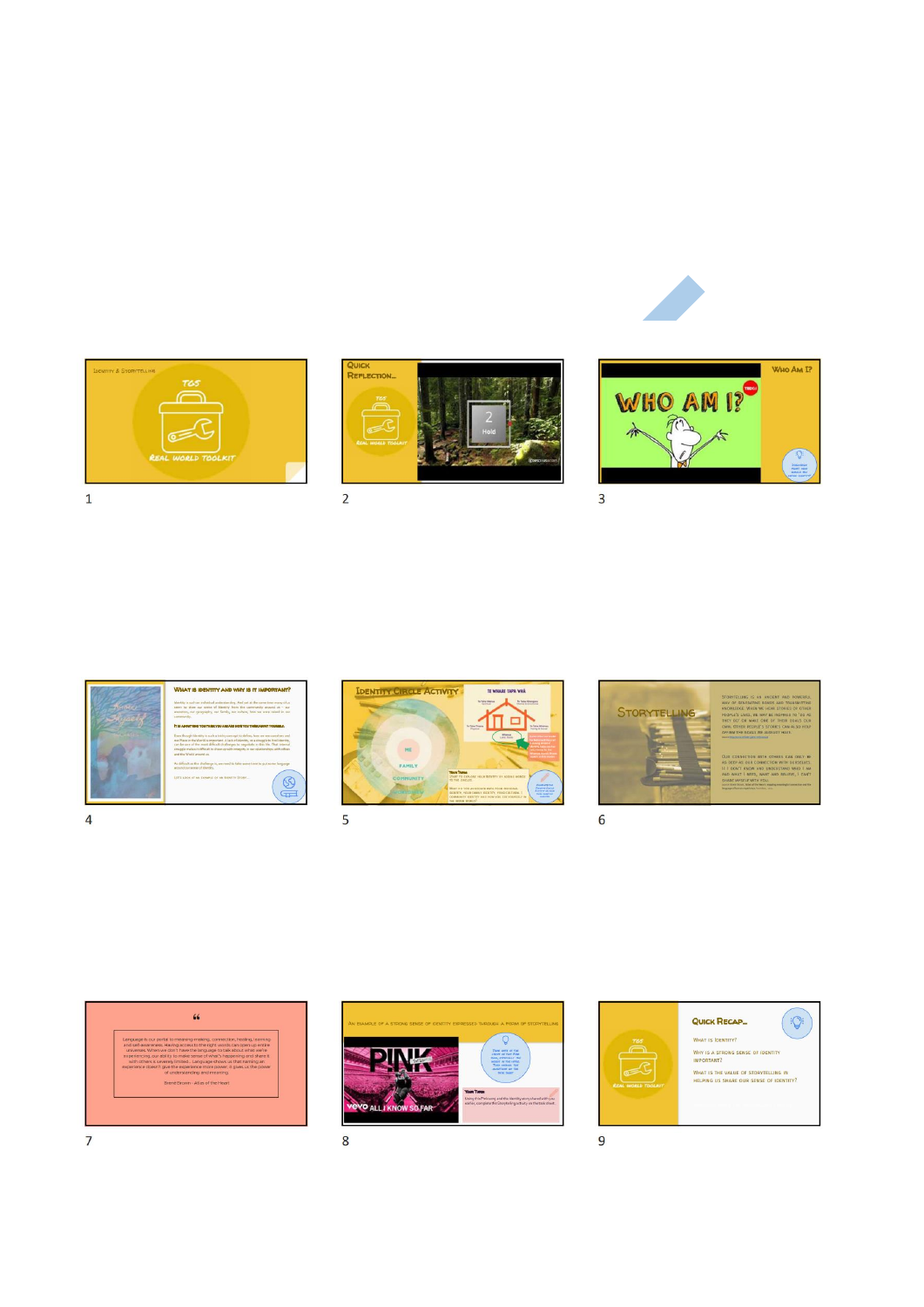Identity & Storytelling

TOS

Real World Toolkit

1

Quick Reflection...

2

Who Am I?

WHO AM I?

3

What is identity and why is it important?

4

Identity Circle Activity

5

Storytelling

6

7

An example of a strong sense of identity expressed through a form of storytelling

8

Quick Recap...

What is identity?

Why is a strong sense of identity important?

What is the value of storytelling in helping us share our sense of identity?

9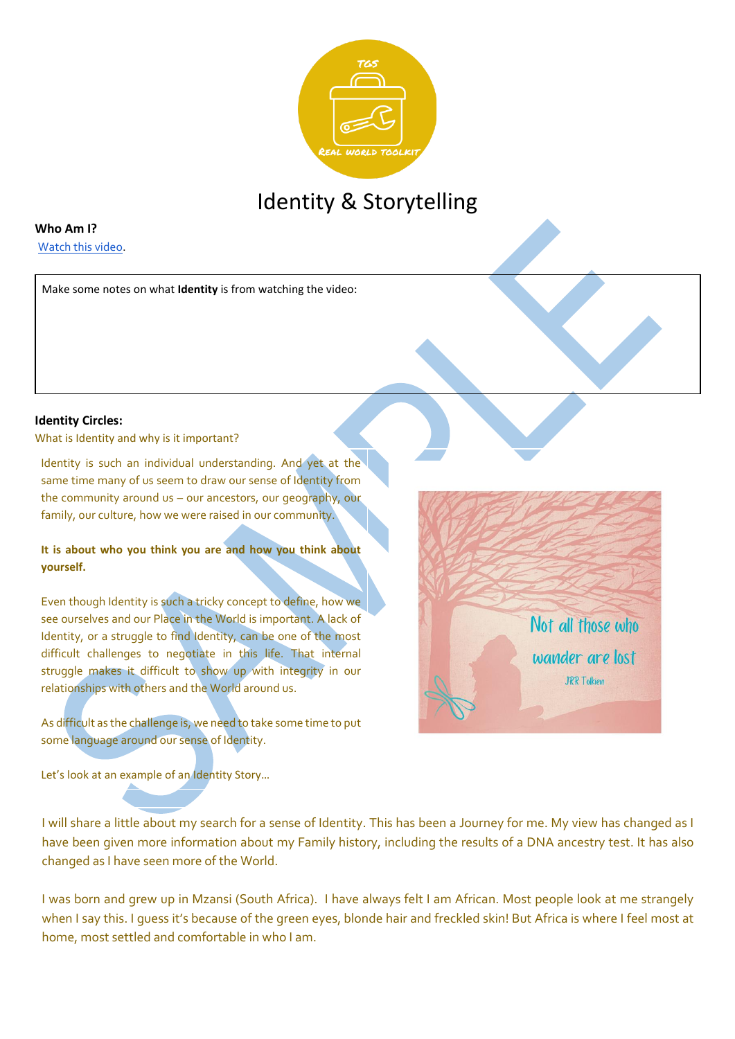# Identity & Storytelling

**Who Am I?**

Watch this video.

| Make some notes on what **Identity** is from watching the video: |
|---|
| |

**Identity Circles:**

What is Identity and why is it important?

Identity is such an individual understanding. And yet at the same time many of us seem to draw our sense of Identity from the community around us – our ancestors, our geography, our family, our culture, how we were raised in our community.

**It is about who you think you are and how you think about yourself.**

Even though Identity is such a tricky concept to define, how we see ourselves and our Place in the World is important. A lack of Identity, or a struggle to find Identity, can be one of the most difficult challenges to negotiate in this life. That internal struggle makes it difficult to show up with integrity in our relationships with others and the World around us.

As difficult as the challenge is, we need to take some time to put some language around our sense of Identity.

Let's look at an example of an Identity Story…

Not all those who wander are lost
JRR Tolkien

I will share a little about my search for a sense of Identity. This has been a Journey for me. My view has changed as I have been given more information about my Family history, including the results of a DNA ancestry test. It has also changed as I have seen more of the World.

I was born and grew up in Mzansi (South Africa). I have always felt I am African. Most people look at me strangely when I say this. I guess it's because of the green eyes, blonde hair and freckled skin! But Africa is where I feel most at home, most settled and comfortable in who I am.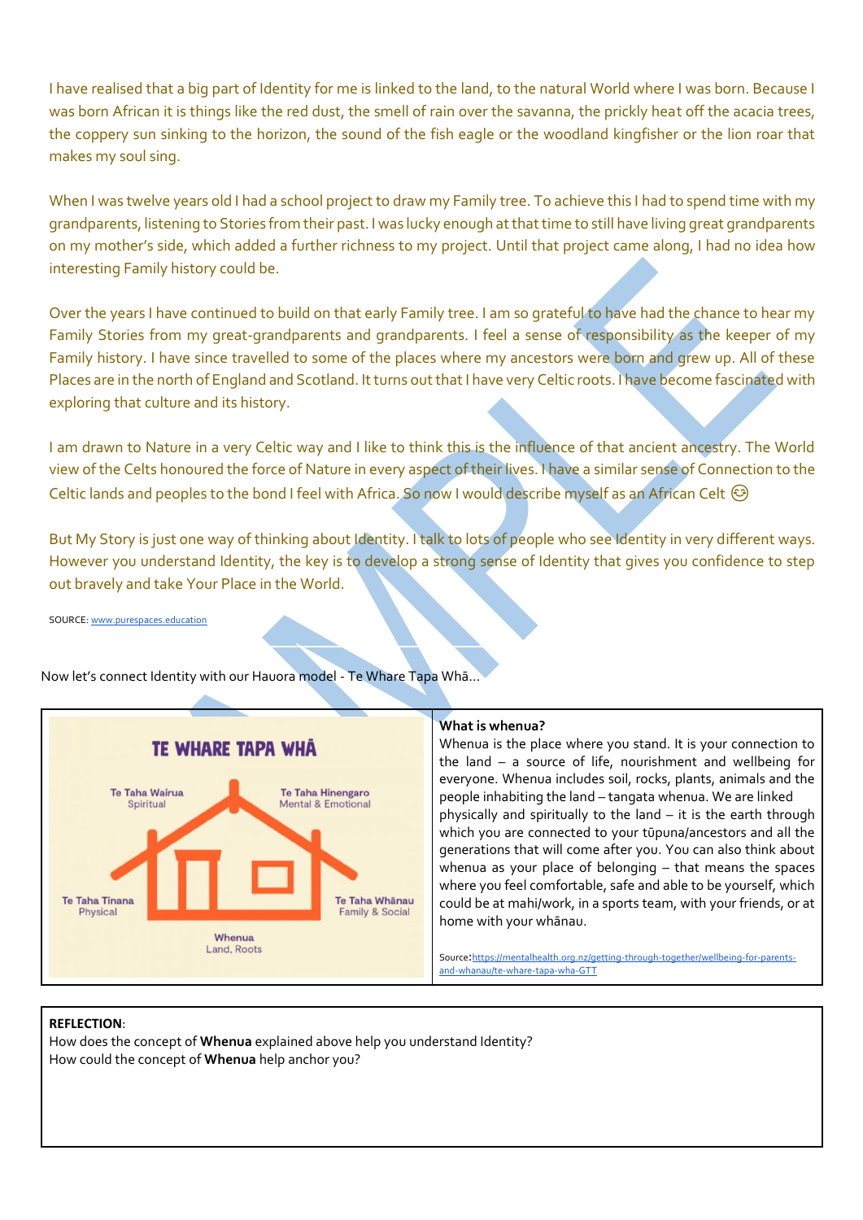I have realised that a big part of Identity for me is linked to the land, to the natural World where I was born. Because I was born African it is things like the red dust, the smell of rain over the savanna, the prickly heat off the acacia trees, the coppery sun sinking to the horizon, the sound of the fish eagle or the woodland kingfisher or the lion roar that makes my soul sing.

When I was twelve years old I had a school project to draw my Family tree. To achieve this I had to spend time with my grandparents, listening to Stories from their past. I was lucky enough at that time to still have living great grandparents on my mother's side, which added a further richness to my project. Until that project came along, I had no idea how interesting Family history could be.

Over the years I have continued to build on that early Family tree. I am so grateful to have had the chance to hear my Family Stories from my great-grandparents and grandparents. I feel a sense of responsibility as the keeper of my Family history. I have since travelled to some of the places where my ancestors were born and grew up. All of these Places are in the north of England and Scotland. It turns out that I have very Celtic roots. I have become fascinated with exploring that culture and its history.

I am drawn to Nature in a very Celtic way and I like to think this is the influence of that ancient ancestry. The World view of the Celts honoured the force of Nature in every aspect of their lives. I have a similar sense of Connection to the Celtic lands and peoples to the bond I feel with Africa. So now I would describe myself as an African Celt 😉

But My Story is just one way of thinking about Identity. I talk to lots of people who see Identity in very different ways. However you understand Identity, the key is to develop a strong sense of Identity that gives you confidence to step out bravely and take Your Place in the World.

SOURCE: www.purespaces.education

Now let's connect Identity with our Hauora model - Te Whare Tapa Whā…

| TE WHARE TAPA WHĀ<br>Te Taha Wairua – Spiritual<br>Te Taha Hinengaro – Mental & Emotional<br>Te Taha Tinana – Physical<br>Te Taha Whānau – Family & Social<br>Whenua – Land, Roots | **What is whenua?**<br>Whenua is the place where you stand. It is your connection to the land – a source of life, nourishment and wellbeing for everyone. Whenua includes soil, rocks, plants, animals and the people inhabiting the land – tangata whenua. We are linked physically and spiritually to the land – it is the earth through which you are connected to your tūpuna/ancestors and all the generations that will come after you. You can also think about whenua as your place of belonging – that means the spaces where you feel comfortable, safe and able to be yourself, which could be at mahi/work, in a sports team, with your friends, or at home with your whānau.<br><br>Source: https://mentalhealth.org.nz/getting-through-together/wellbeing-for-parents-and-whanau/te-whare-tapa-wha-GTT |
|---|---|

| **REFLECTION**:<br>How does the concept of **Whenua** explained above help you understand Identity?<br>How could the concept of **Whenua** help anchor you? |
|---|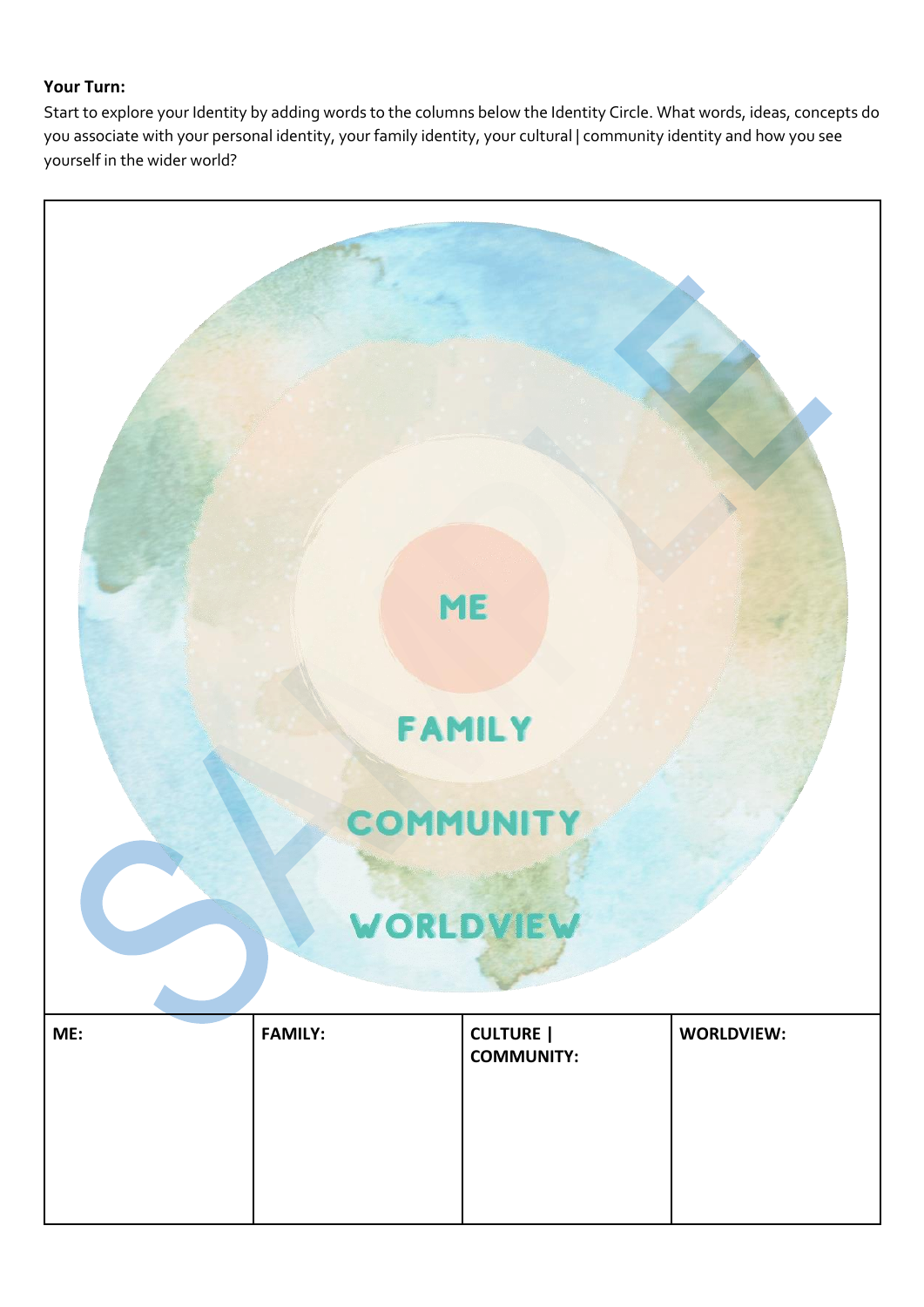**Your Turn:**

Start to explore your Identity by adding words to the columns below the Identity Circle. What words, ideas, concepts do you associate with your personal identity, your family identity, your cultural | community identity and how you see yourself in the wider world?

ME

FAMILY

COMMUNITY

WORLDVIEW

| ME: | FAMILY: | CULTURE \| COMMUNITY: | WORLDVIEW: |
|---|---|---|---|
| | | | |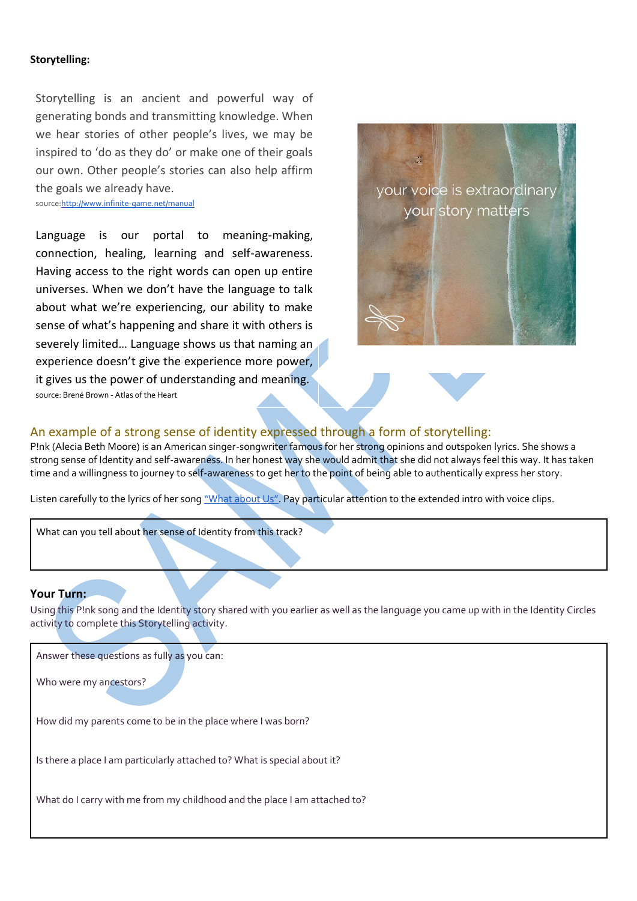**Storytelling:**

Storytelling is an ancient and powerful way of generating bonds and transmitting knowledge. When we hear stories of other people's lives, we may be inspired to 'do as they do' or make one of their goals our own. Other people's stories can also help affirm the goals we already have.
source:[http://www.infinite-game.net/manual](http://www.infinite-game.net/manual)

Language is our portal to meaning-making, connection, healing, learning and self-awareness. Having access to the right words can open up entire universes. When we don't have the language to talk about what we're experiencing, our ability to make sense of what's happening and share it with others is severely limited… Language shows us that naming an experience doesn't give the experience more power, it gives us the power of understanding and meaning.
source: Brené Brown - Atlas of the Heart

your voice is extraordinary
your story matters

## An example of a strong sense of identity expressed through a form of storytelling:

P!nk (Alecia Beth Moore) is an American singer-songwriter famous for her strong opinions and outspoken lyrics. She shows a strong sense of Identity and self-awareness. In her honest way she would admit that she did not always feel this way. It has taken time and a willingness to journey to self-awareness to get her to the point of being able to authentically express her story.

Listen carefully to the lyrics of her song "What about Us". Pay particular attention to the extended intro with voice clips.

| What can you tell about her sense of Identity from this track? |
|---|

**Your Turn:**

Using this P!nk song and the Identity story shared with you earlier as well as the language you came up with in the Identity Circles activity to complete this Storytelling activity.

| Answer these questions as fully as you can: |
|---|
| Who were my ancestors? |
| How did my parents come to be in the place where I was born? |
| Is there a place I am particularly attached to? What is special about it? |
| What do I carry with me from my childhood and the place I am attached to? |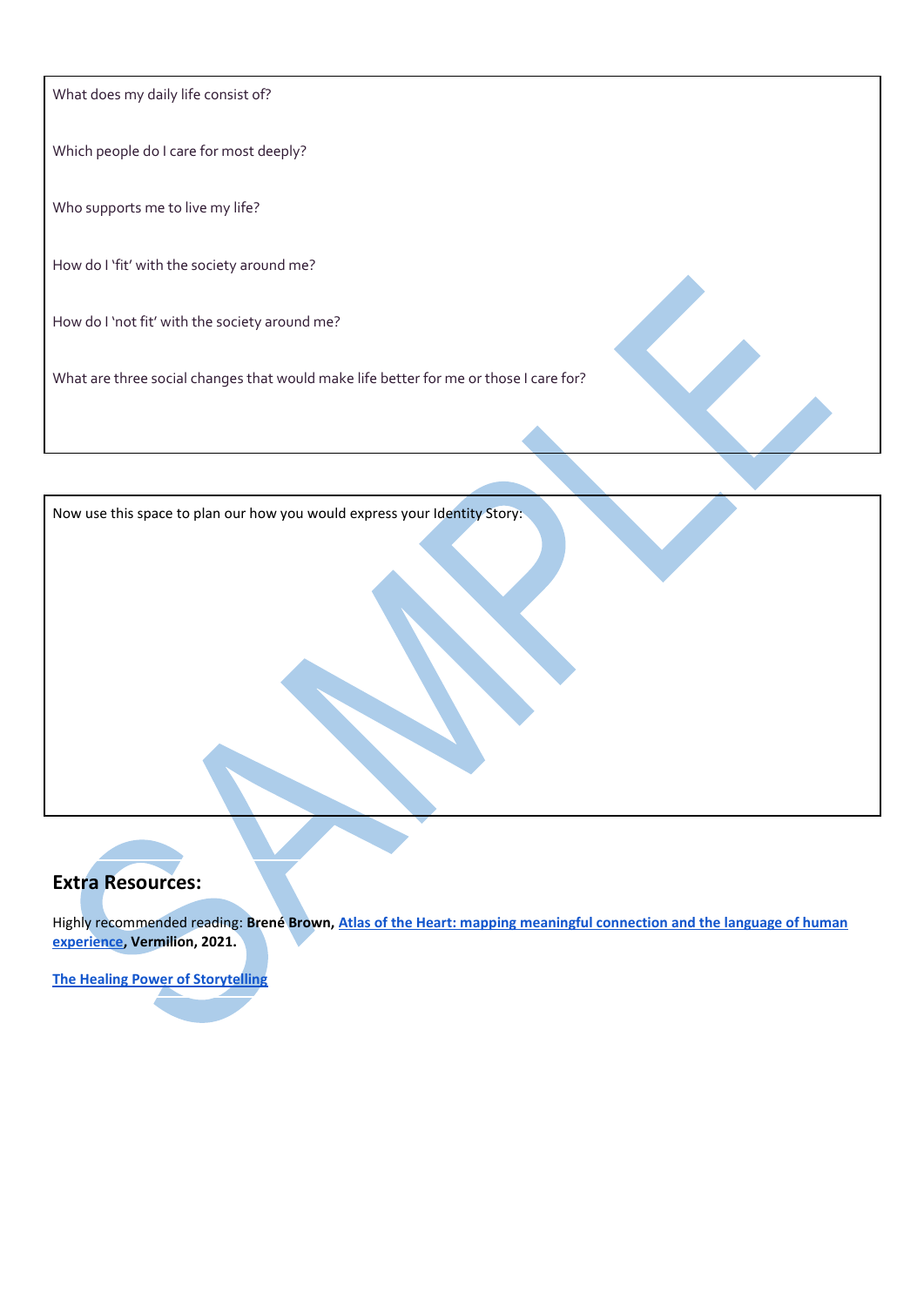What does my daily life consist of?

Which people do I care for most deeply?

Who supports me to live my life?

How do I 'fit' with the society around me?

How do I 'not fit' with the society around me?

What are three social changes that would make life better for me or those I care for?

Now use this space to plan our how you would express your Identity Story:

## Extra Resources:

Highly recommended reading: **Brené Brown, [Atlas of the Heart: mapping meaningful connection and the language of human experience](), Vermilion, 2021.**

[**The Healing Power of Storytelling**]()